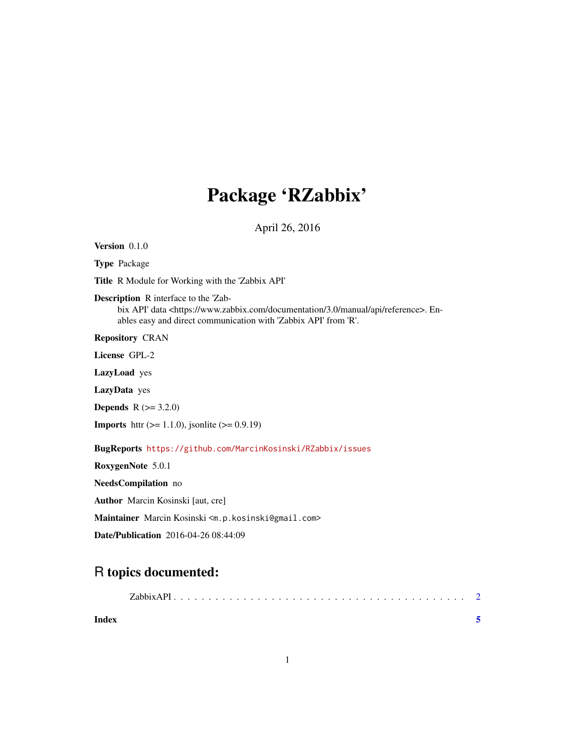# Package 'RZabbix'

April 26, 2016

**Version** 0.1.0

**Type** Package

**Title** R Module for Working with the 'Zabbix API'

**Description** R interface to the 'Zabbix API' data <https://www.zabbix.com/documentation/3.0/manual/api/reference>. Enables easy and direct communication with 'Zabbix API' from 'R'.

**Repository** CRAN

**License** GPL-2

**LazyLoad** yes

**LazyData** yes

**Depends** R (>= 3.2.0)

**Imports** httr (>= 1.1.0), jsonlite (>= 0.9.19)

**BugReports** https://github.com/MarcinKosinski/RZabbix/issues

**RoxygenNote** 5.0.1

**NeedsCompilation** no

**Author** Marcin Kosinski [aut, cre]

**Maintainer** Marcin Kosinski <m.p.kosinski@gmail.com>

**Date/Publication** 2016-04-26 08:44:09

## R topics documented:

ZabbixAPI . . . . . . . . . . . . . . . . . . . . . . . . . . . . . . . . . . . . . . . . . . 2

**Index** **5**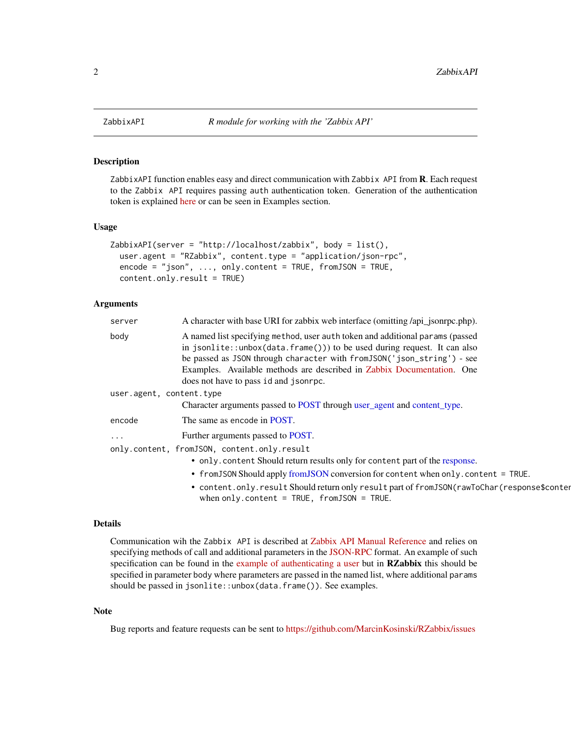## ZabbixAPI — *R module for working with the 'Zabbix API'*

### Description

`ZabbixAPI` function enables easy and direct communication with `Zabbix API` from **R**. Each request to the `Zabbix API` requires passing `auth` authentication token. Generation of the authentication token is explained here or can be seen in Examples section.

### Usage

```
ZabbixAPI(server = "http://localhost/zabbix", body = list(),
  user.agent = "RZabbix", content.type = "application/json-rpc",
  encode = "json", ..., only.content = TRUE, fromJSON = TRUE,
  content.only.result = TRUE)
```

### Arguments

- `server` — A character with base URI for zabbix web interface (omitting /api_jsonrpc.php).
- `body` — A named list specifying `method`, user `auth` token and additional `params` (passed in `jsonlite::unbox(data.frame())`) to be used during request. It can also be passed as `JSON` through `character` with `fromJSON('json_string')` - see Examples. Available methods are described in Zabbix Documentation. One does not have to pass `id` and `jsonrpc`.
- `user.agent, content.type` — Character arguments passed to POST through user_agent and content_type.
- `encode` — The same as encode in POST.
- `...` — Further arguments passed to POST.
- `only.content, fromJSON, content.only.result`
  - `only.content` Should return results only for `content` part of the response.
  - `fromJSON` Should apply fromJSON conversion for `content` when `only.content = TRUE`.
  - `content.only.result` Should return only `result` part of `fromJSON(rawToChar(response$conter` when `only.content = TRUE, fromJSON = TRUE`.

### Details

Communication wih the `Zabbix API` is described at Zabbix API Manual Reference and relies on specifying methods of call and additional parameters in the JSON-RPC format. An example of such specification can be found in the example of authenticating a user but in **RZabbix** this should be specified in parameter `body` where parameters are passed in the named list, where additional `params` should be passed in `jsonlite::unbox(data.frame())`. See examples.

### Note

Bug reports and feature requests can be sent to https://github.com/MarcinKosinski/RZabbix/issues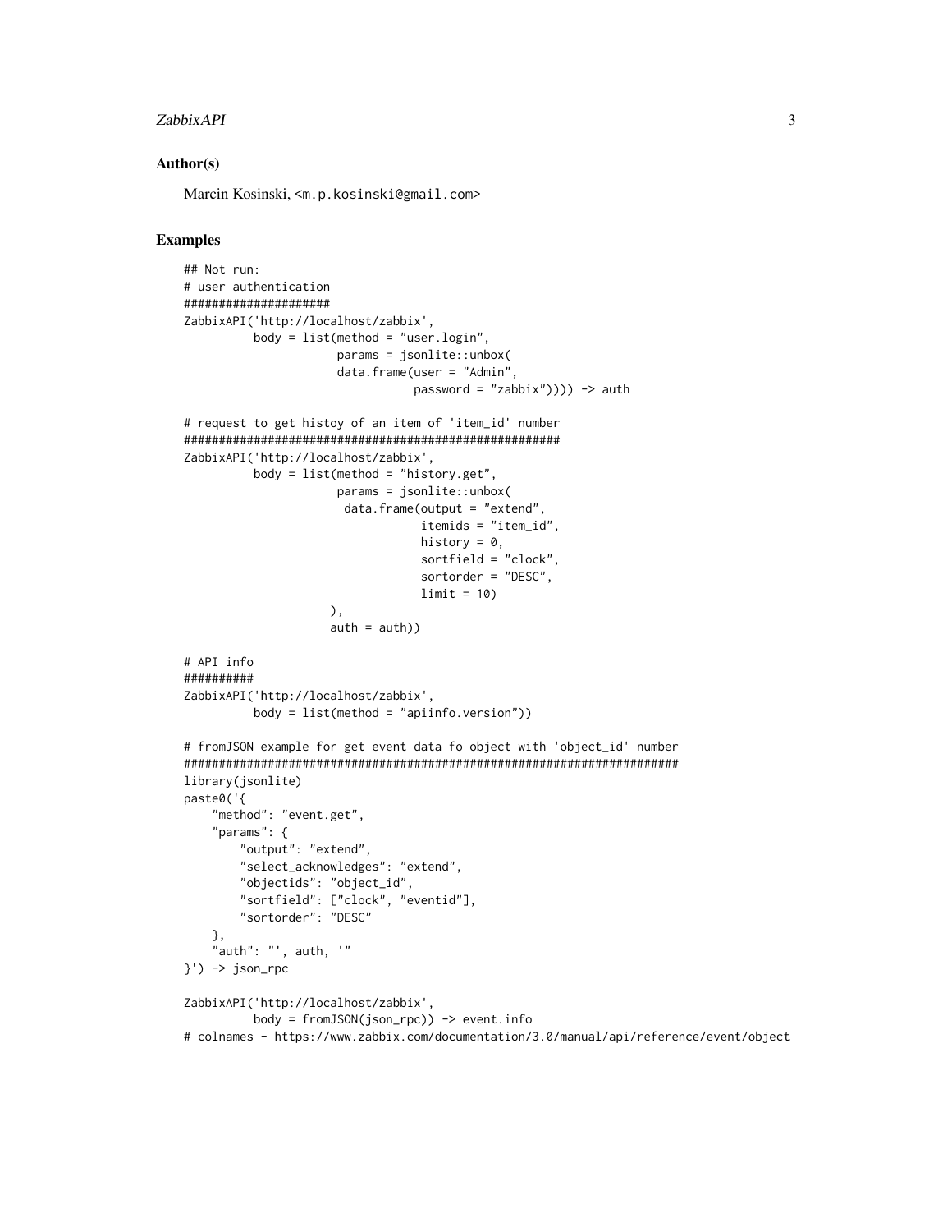## Author(s)

Marcin Kosinski, <m.p.kosinski@gmail.com>

## Examples

```
## Not run:
# user authentication
#####################
ZabbixAPI('http://localhost/zabbix',
          body = list(method = "user.login",
                      params = jsonlite::unbox(
                      data.frame(user = "Admin",
                                 password = "zabbix")))) -> auth

# request to get histoy of an item of 'item_id' number
#####################################################
ZabbixAPI('http://localhost/zabbix',
          body = list(method = "history.get",
                      params = jsonlite::unbox(
                       data.frame(output = "extend",
                                  itemids = "item_id",
                                  history = 0,
                                  sortfield = "clock",
                                  sortorder = "DESC",
                                  limit = 10)
                     ),
                     auth = auth))

# API info
##########
ZabbixAPI('http://localhost/zabbix',
          body = list(method = "apiinfo.version"))

# fromJSON example for get event data fo object with 'object_id' number
#######################################################################
library(jsonlite)
paste0('{
    "method": "event.get",
    "params": {
        "output": "extend",
        "select_acknowledges": "extend",
        "objectids": "object_id",
        "sortfield": ["clock", "eventid"],
        "sortorder": "DESC"
    },
    "auth": "', auth, '"
}') -> json_rpc

ZabbixAPI('http://localhost/zabbix',
          body = fromJSON(json_rpc)) -> event.info
# colnames - https://www.zabbix.com/documentation/3.0/manual/api/reference/event/object
```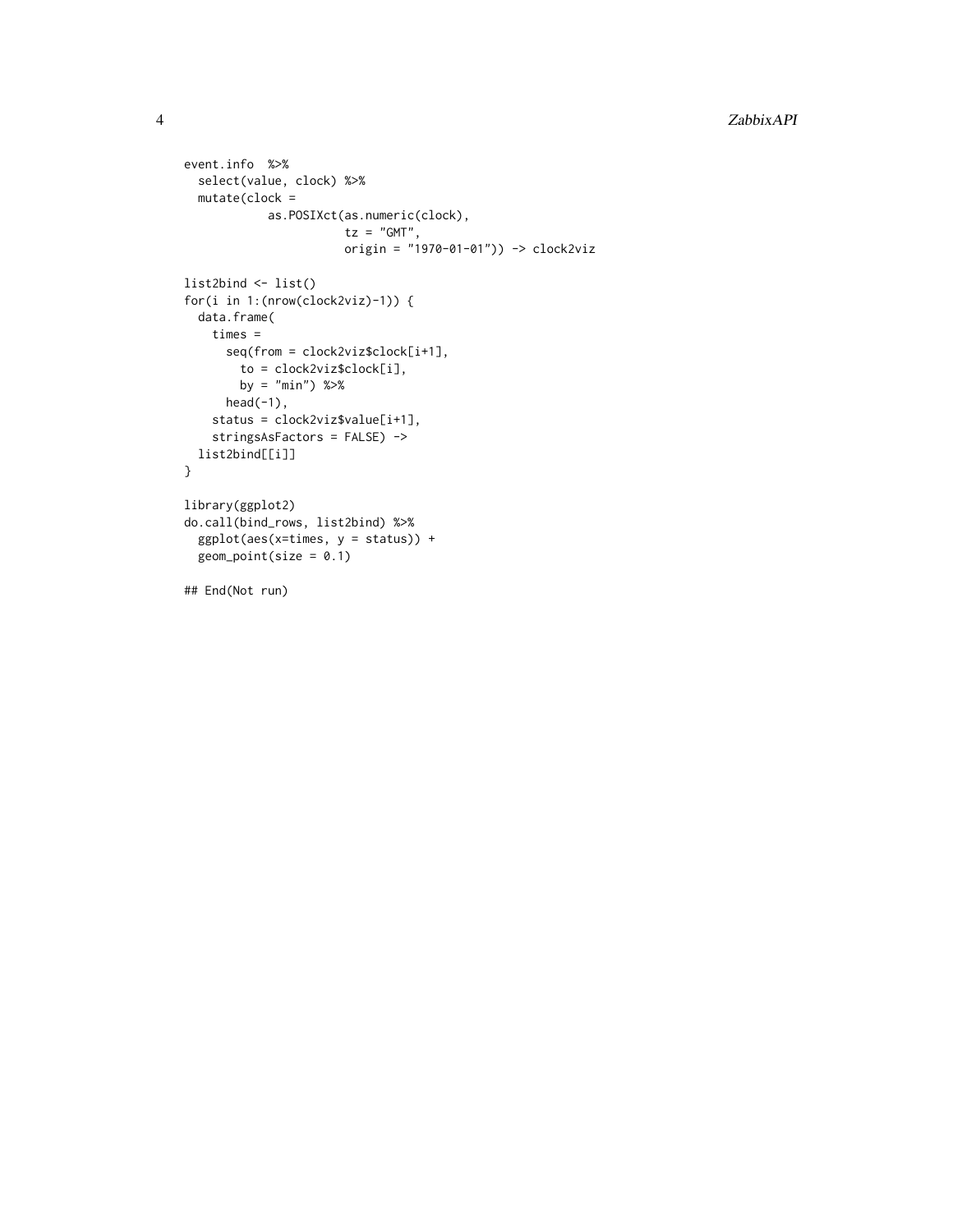```
event.info  %>%
  select(value, clock) %>%
  mutate(clock =
           as.POSIXct(as.numeric(clock),
                      tz = "GMT",
                      origin = "1970-01-01")) -> clock2viz

list2bind <- list()
for(i in 1:(nrow(clock2viz)-1)) {
  data.frame(
    times =
      seq(from = clock2viz$clock[i+1],
        to = clock2viz$clock[i],
        by = "min") %>%
      head(-1),
    status = clock2viz$value[i+1],
    stringsAsFactors = FALSE) ->
  list2bind[[i]]
}

library(ggplot2)
do.call(bind_rows, list2bind) %>%
  ggplot(aes(x=times, y = status)) +
  geom_point(size = 0.1)

## End(Not run)
```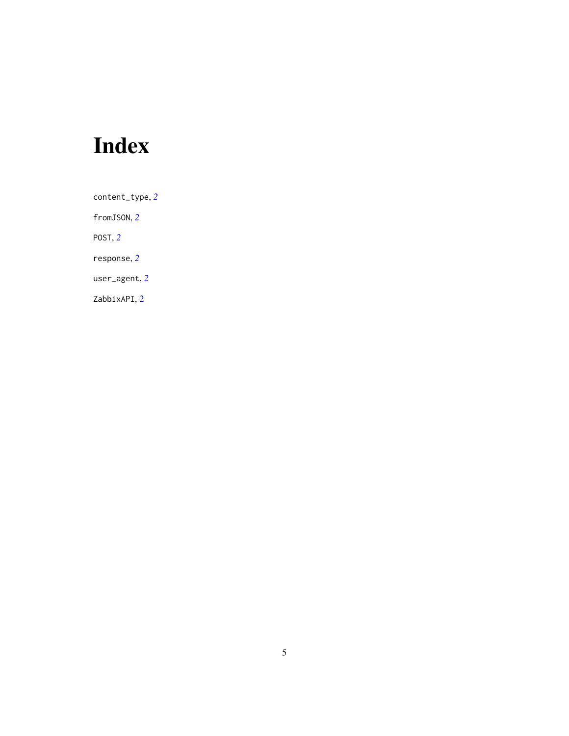# Index

content_type, *2*

fromJSON, *2*

POST, *2*

response, *2*

user_agent, *2*

ZabbixAPI, 2